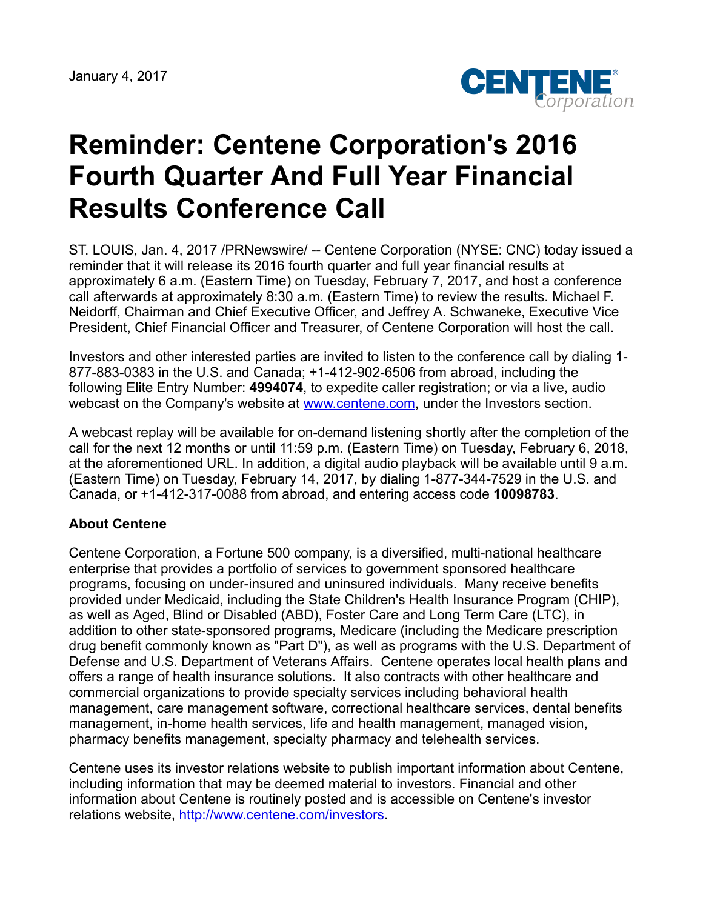January 4, 2017

# Reminder: Centene Corporation's 2016 Fourth Quarter And Full Year Financial Results Conference Call

ST. LOUIS, Jan. 4, 2017 /PRNewswire/ -- Centene Corporation (NYSE: CNC) today issued a reminder that it will release its 2016 fourth quarter and full year financial results at approximately 6 a.m. (Eastern Time) on Tuesday, February 7, 2017, and host a conference call afterwards at approximately 8:30 a.m. (Eastern Time) to review the results. Michael F. Neidorff, Chairman and Chief Executive Officer, and Jeffrey A. Schwaneke, Executive Vice President, Chief Financial Officer and Treasurer, of Centene Corporation will host the call.

Investors and other interested parties are invited to listen to the conference call by dialing 1-877-883-0383 in the U.S. and Canada; +1-412-902-6506 from abroad, including the following Elite Entry Number: **4994074**, to expedite caller registration; or via a live, audio webcast on the Company's website at www.centene.com, under the Investors section.

A webcast replay will be available for on-demand listening shortly after the completion of the call for the next 12 months or until 11:59 p.m. (Eastern Time) on Tuesday, February 6, 2018, at the aforementioned URL. In addition, a digital audio playback will be available until 9 a.m. (Eastern Time) on Tuesday, February 14, 2017, by dialing 1-877-344-7529 in the U.S. and Canada, or +1-412-317-0088 from abroad, and entering access code **10098783**.

**About Centene**

Centene Corporation, a Fortune 500 company, is a diversified, multi-national healthcare enterprise that provides a portfolio of services to government sponsored healthcare programs, focusing on under-insured and uninsured individuals. Many receive benefits provided under Medicaid, including the State Children's Health Insurance Program (CHIP), as well as Aged, Blind or Disabled (ABD), Foster Care and Long Term Care (LTC), in addition to other state-sponsored programs, Medicare (including the Medicare prescription drug benefit commonly known as "Part D"), as well as programs with the U.S. Department of Defense and U.S. Department of Veterans Affairs. Centene operates local health plans and offers a range of health insurance solutions. It also contracts with other healthcare and commercial organizations to provide specialty services including behavioral health management, care management software, correctional healthcare services, dental benefits management, in-home health services, life and health management, managed vision, pharmacy benefits management, specialty pharmacy and telehealth services.

Centene uses its investor relations website to publish important information about Centene, including information that may be deemed material to investors. Financial and other information about Centene is routinely posted and is accessible on Centene's investor relations website, http://www.centene.com/investors.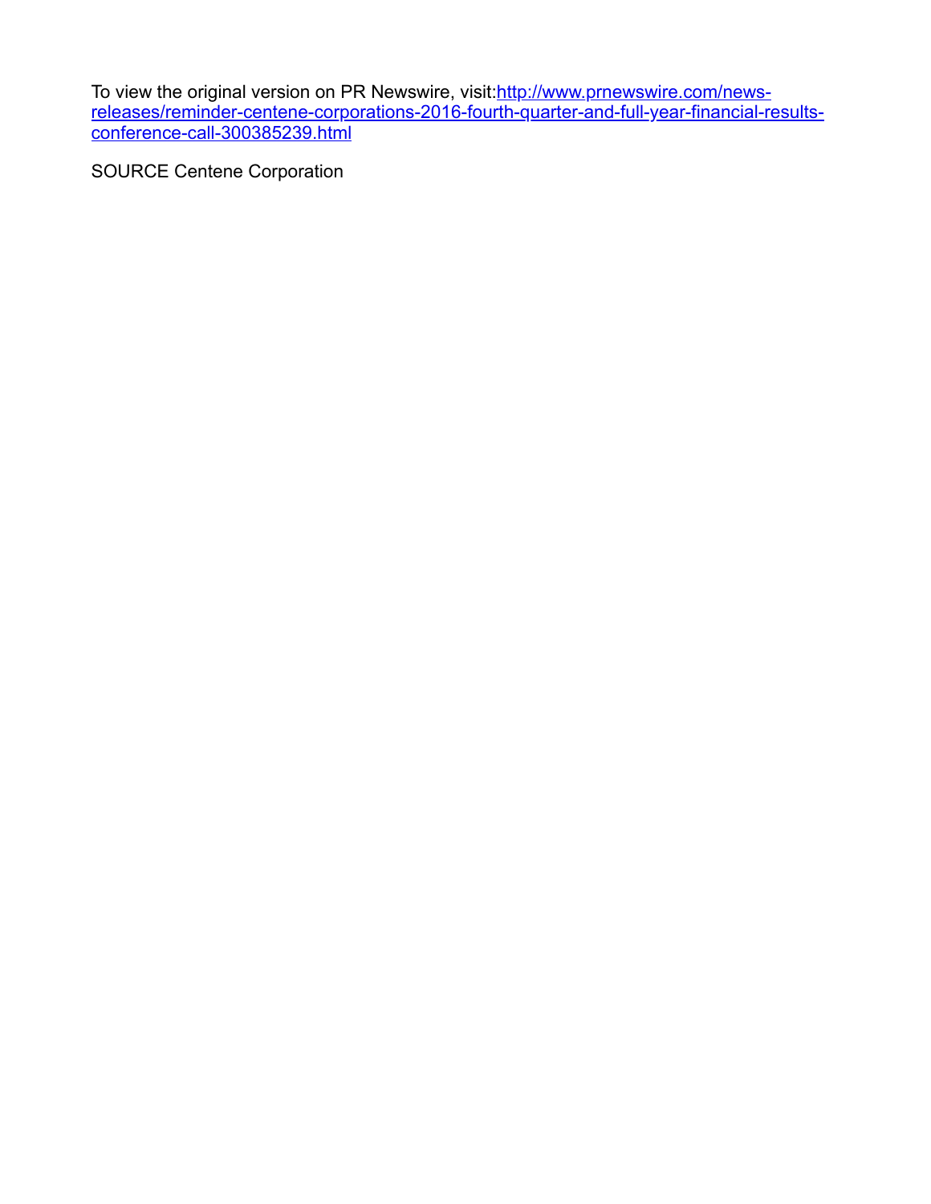To view the original version on PR Newswire, visit:[http://www.prnewswire.com/news-releases/reminder-centene-corporations-2016-fourth-quarter-and-full-year-financial-results-conference-call-300385239.html](http://www.prnewswire.com/news-releases/reminder-centene-corporations-2016-fourth-quarter-and-full-year-financial-results-conference-call-300385239.html)

SOURCE Centene Corporation